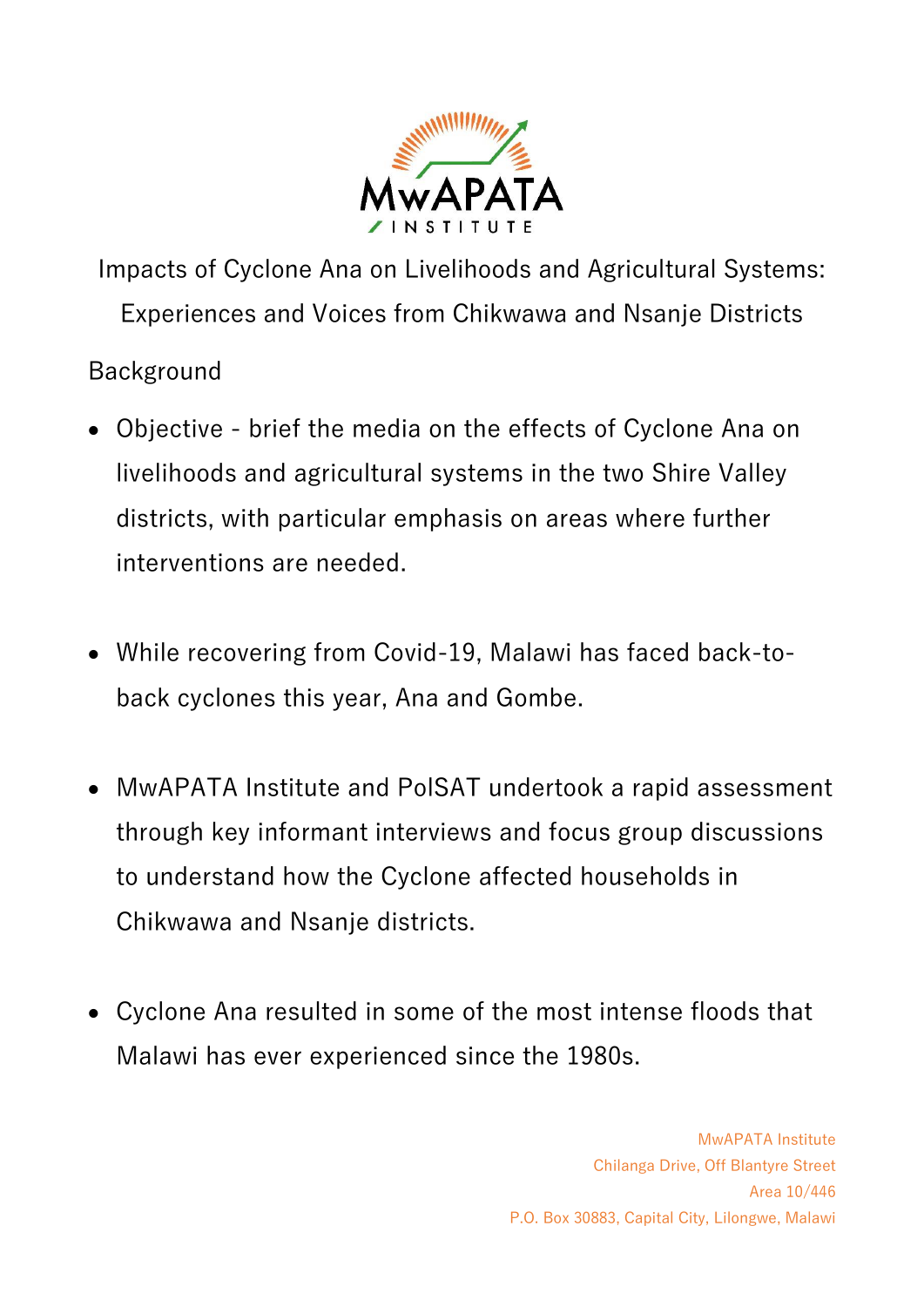MwAPATA INSTITUTE

# Impacts of Cyclone Ana on Livelihoods and Agricultural Systems: Experiences and Voices from Chikwawa and Nsanje Districts

## Background

- Objective - brief the media on the effects of Cyclone Ana on livelihoods and agricultural systems in the two Shire Valley districts, with particular emphasis on areas where further interventions are needed.

- While recovering from Covid-19, Malawi has faced back-to-back cyclones this year, Ana and Gombe.

- MwAPATA Institute and PolSAT undertook a rapid assessment through key informant interviews and focus group discussions to understand how the Cyclone affected households in Chikwawa and Nsanje districts.

- Cyclone Ana resulted in some of the most intense floods that Malawi has ever experienced since the 1980s.

MwAPATA Institute
Chilanga Drive, Off Blantyre Street
Area 10/446
P.O. Box 30883, Capital City, Lilongwe, Malawi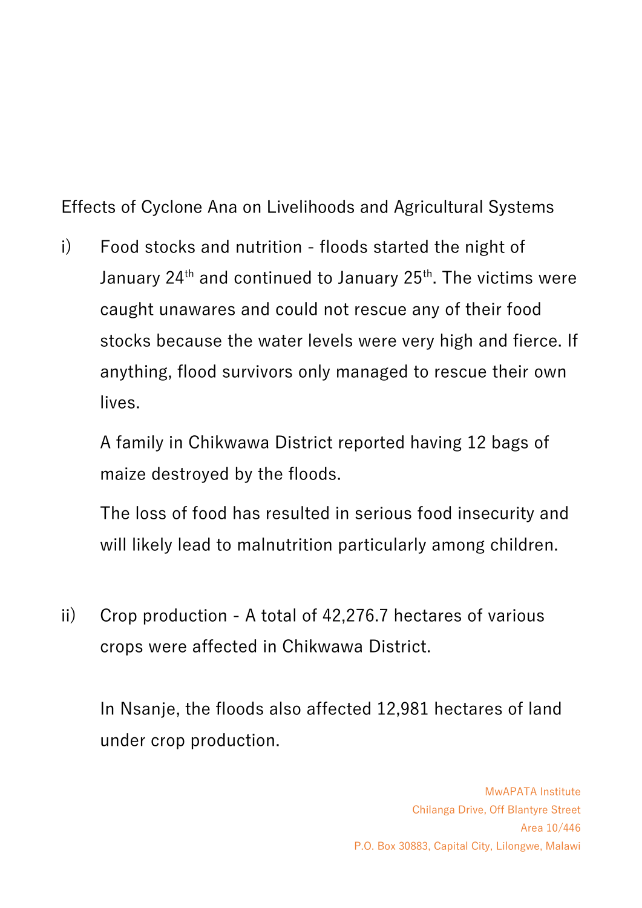Effects of Cyclone Ana on Livelihoods and Agricultural Systems

i) Food stocks and nutrition - floods started the night of January 24th and continued to January 25th. The victims were caught unawares and could not rescue any of their food stocks because the water levels were very high and fierce. If anything, flood survivors only managed to rescue their own lives.

   A family in Chikwawa District reported having 12 bags of maize destroyed by the floods.

   The loss of food has resulted in serious food insecurity and will likely lead to malnutrition particularly among children.

ii) Crop production - A total of 42,276.7 hectares of various crops were affected in Chikwawa District.

   In Nsanje, the floods also affected 12,981 hectares of land under crop production.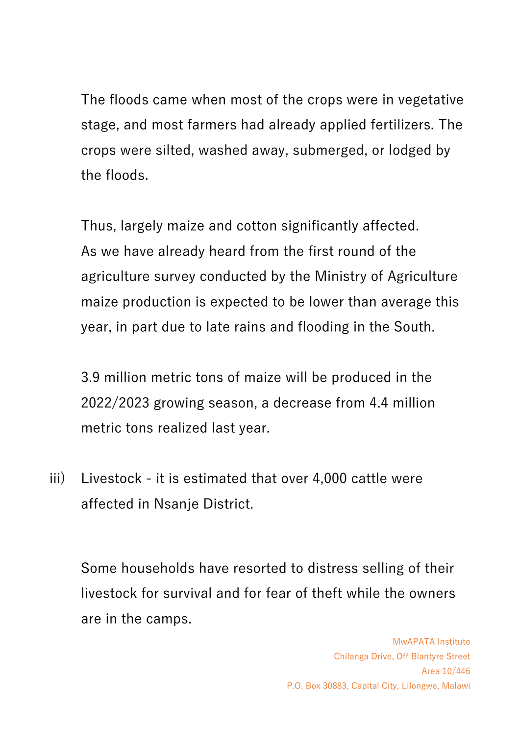The floods came when most of the crops were in vegetative stage, and most farmers had already applied fertilizers. The crops were silted, washed away, submerged, or lodged by the floods.

Thus, largely maize and cotton significantly affected.
As we have already heard from the first round of the agriculture survey conducted by the Ministry of Agriculture maize production is expected to be lower than average this year, in part due to late rains and flooding in the South.

3.9 million metric tons of maize will be produced in the 2022/2023 growing season, a decrease from 4.4 million metric tons realized last year.

iii) Livestock - it is estimated that over 4,000 cattle were affected in Nsanje District.

Some households have resorted to distress selling of their livestock for survival and for fear of theft while the owners are in the camps.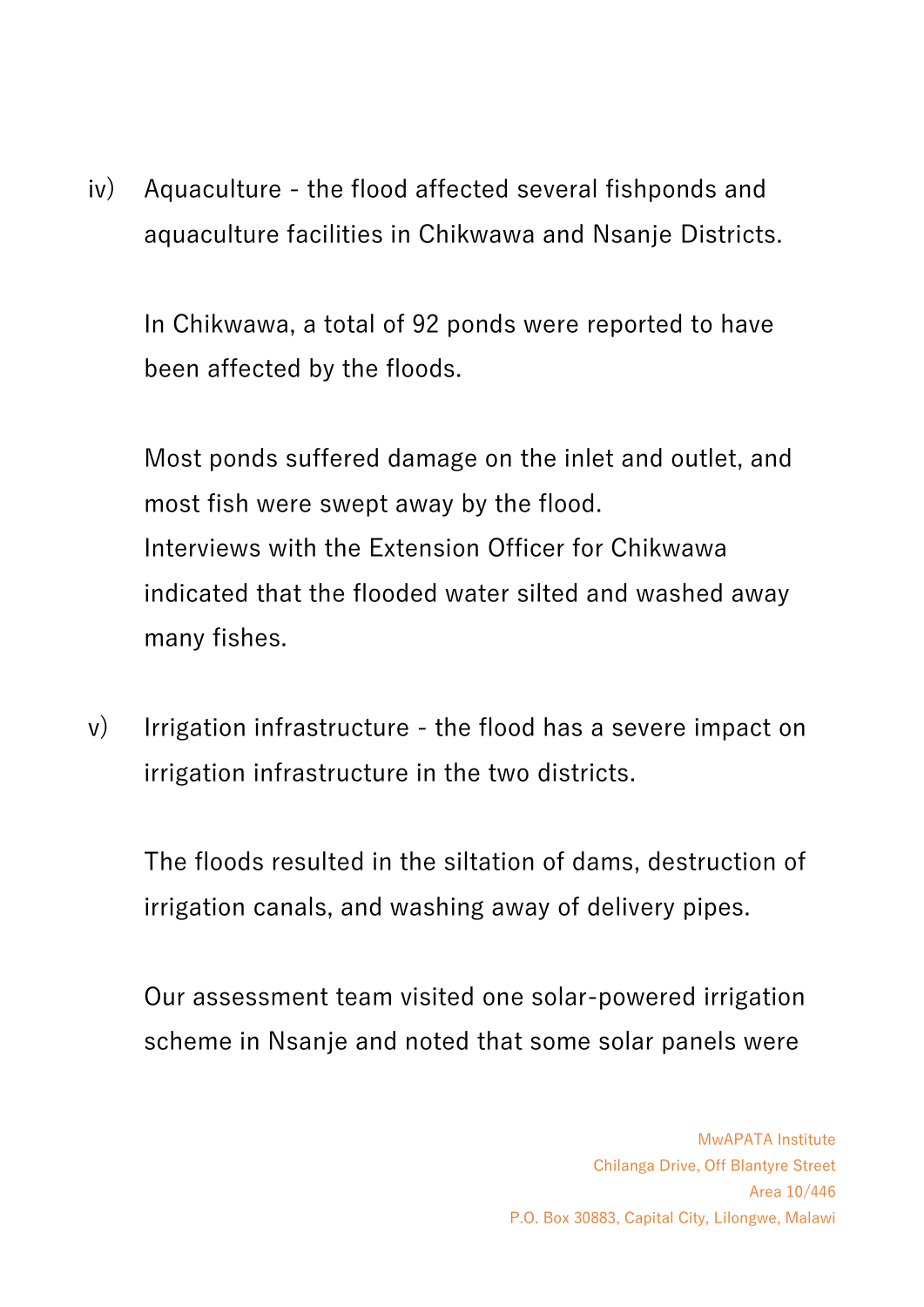iv) Aquaculture - the flood affected several fishponds and aquaculture facilities in Chikwawa and Nsanje Districts.

    In Chikwawa, a total of 92 ponds were reported to have been affected by the floods.

    Most ponds suffered damage on the inlet and outlet, and most fish were swept away by the flood.
    Interviews with the Extension Officer for Chikwawa indicated that the flooded water silted and washed away many fishes.

v) Irrigation infrastructure - the flood has a severe impact on irrigation infrastructure in the two districts.

    The floods resulted in the siltation of dams, destruction of irrigation canals, and washing away of delivery pipes.

    Our assessment team visited one solar-powered irrigation scheme in Nsanje and noted that some solar panels were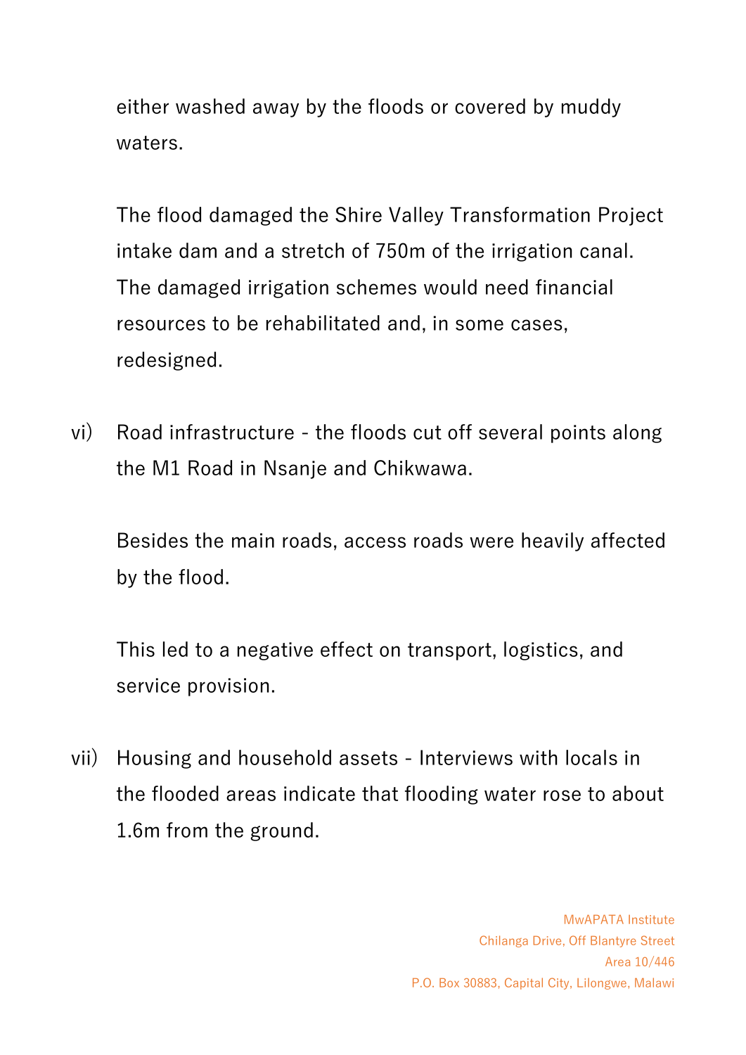either washed away by the floods or covered by muddy waters.

The flood damaged the Shire Valley Transformation Project intake dam and a stretch of 750m of the irrigation canal. The damaged irrigation schemes would need financial resources to be rehabilitated and, in some cases, redesigned.

vi) Road infrastructure - the floods cut off several points along the M1 Road in Nsanje and Chikwawa.

Besides the main roads, access roads were heavily affected by the flood.

This led to a negative effect on transport, logistics, and service provision.

vii) Housing and household assets - Interviews with locals in the flooded areas indicate that flooding water rose to about 1.6m from the ground.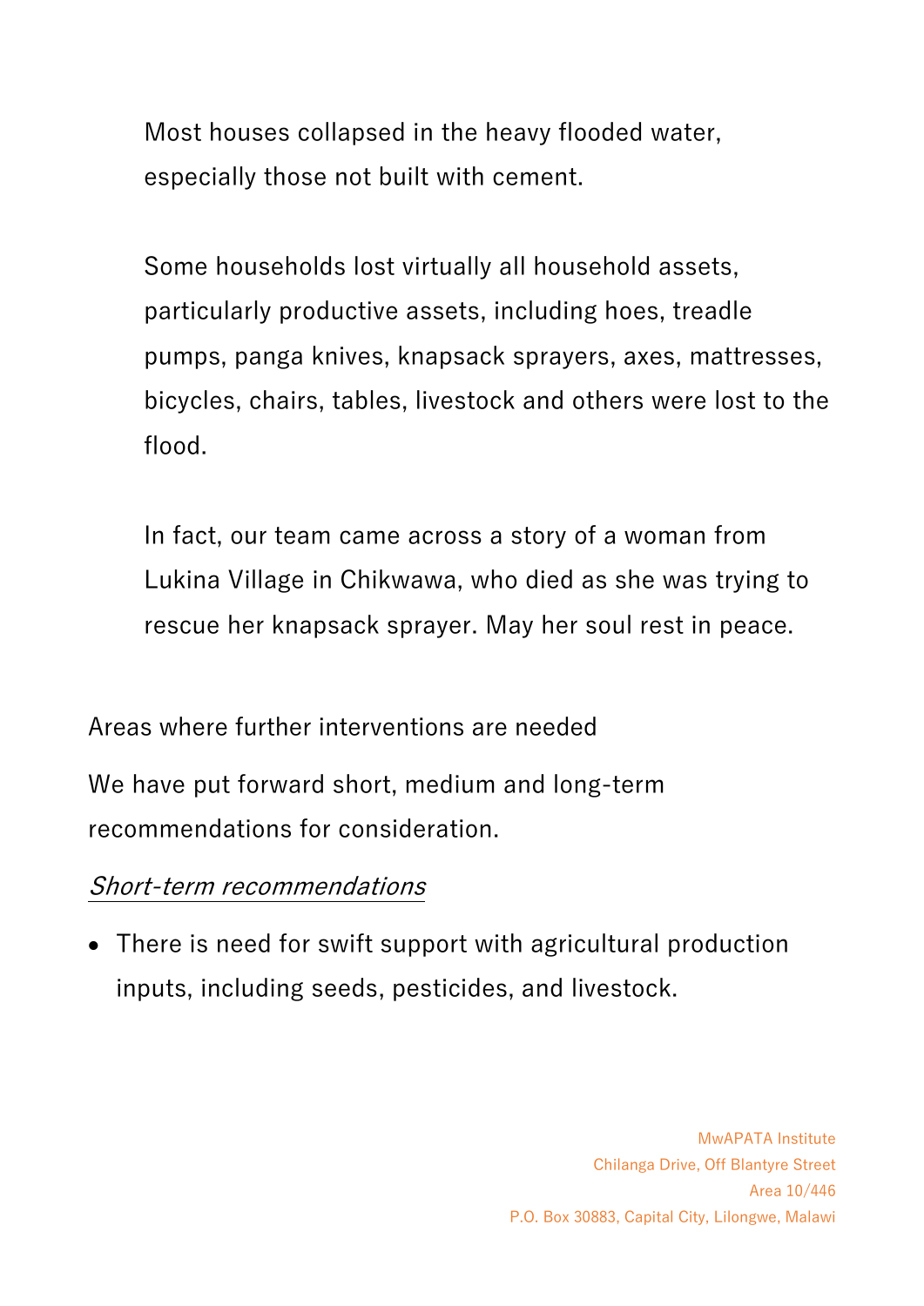> Most houses collapsed in the heavy flooded water, especially those not built with cement.
>
> Some households lost virtually all household assets, particularly productive assets, including hoes, treadle pumps, panga knives, knapsack sprayers, axes, mattresses, bicycles, chairs, tables, livestock and others were lost to the flood.
>
> In fact, our team came across a story of a woman from Lukina Village in Chikwawa, who died as she was trying to rescue her knapsack sprayer. May her soul rest in peace.

Areas where further interventions are needed

We have put forward short, medium and long-term recommendations for consideration.

*Short-term recommendations*

- There is need for swift support with agricultural production inputs, including seeds, pesticides, and livestock.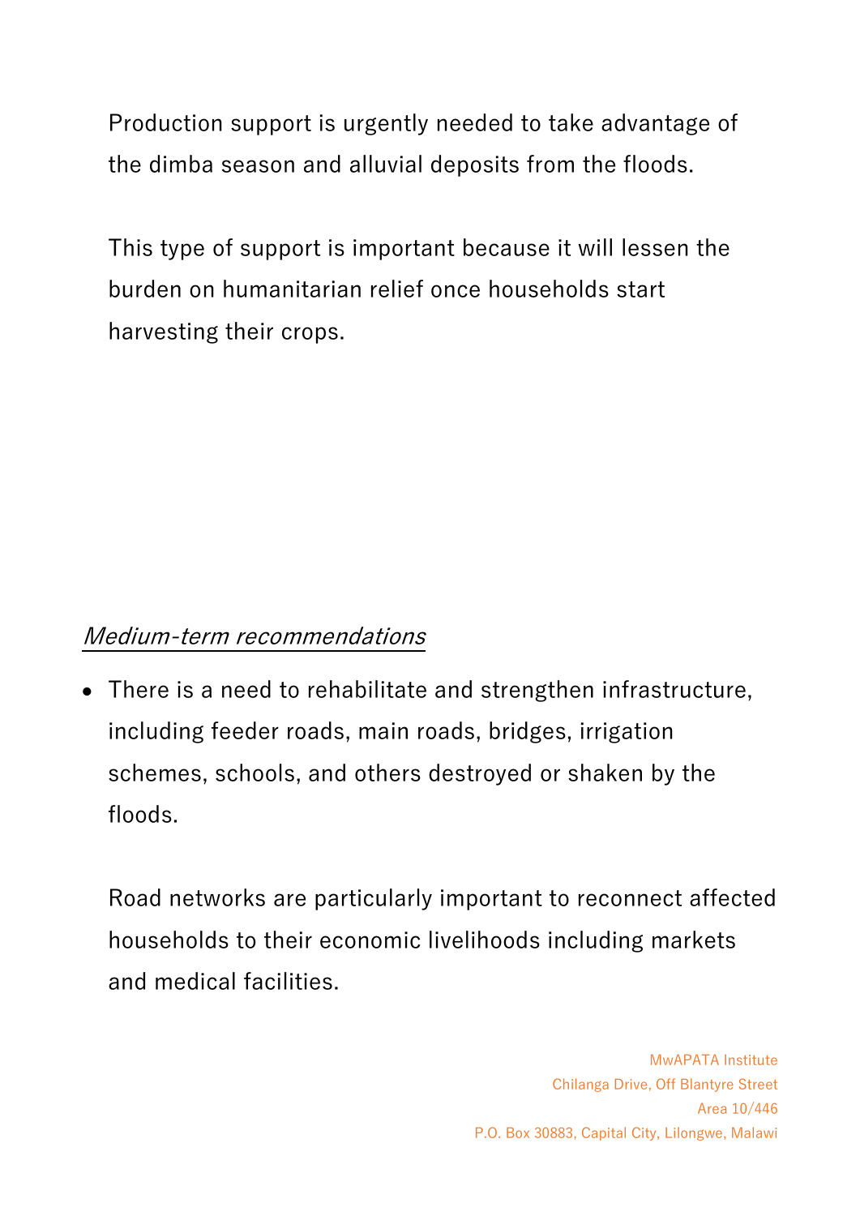Production support is urgently needed to take advantage of the dimba season and alluvial deposits from the floods.

This type of support is important because it will lessen the burden on humanitarian relief once households start harvesting their crops.

*Medium-term recommendations*

- There is a need to rehabilitate and strengthen infrastructure, including feeder roads, main roads, bridges, irrigation schemes, schools, and others destroyed or shaken by the floods.

  Road networks are particularly important to reconnect affected households to their economic livelihoods including markets and medical facilities.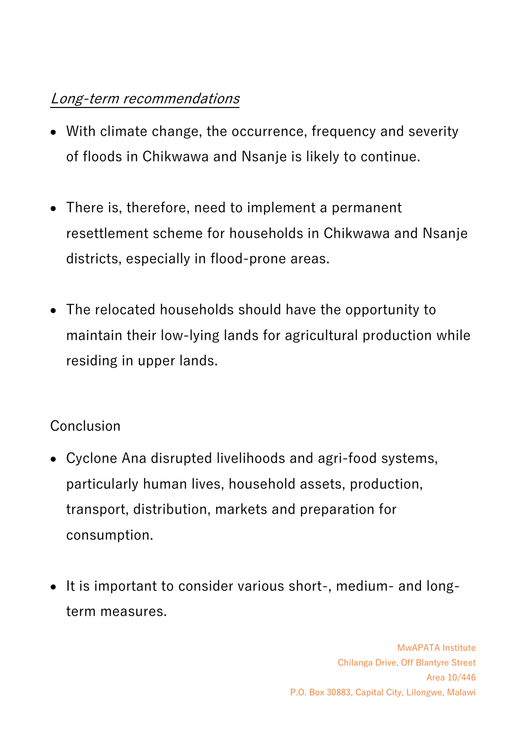*Long-term recommendations*

- With climate change, the occurrence, frequency and severity of floods in Chikwawa and Nsanje is likely to continue.

- There is, therefore, need to implement a permanent resettlement scheme for households in Chikwawa and Nsanje districts, especially in flood-prone areas.

- The relocated households should have the opportunity to maintain their low-lying lands for agricultural production while residing in upper lands.

Conclusion

- Cyclone Ana disrupted livelihoods and agri-food systems, particularly human lives, household assets, production, transport, distribution, markets and preparation for consumption.

- It is important to consider various short-, medium- and long-term measures.

MwAPATA Institute
Chilanga Drive, Off Blantyre Street
Area 10/446
P.O. Box 30883, Capital City, Lilongwe, Malawi